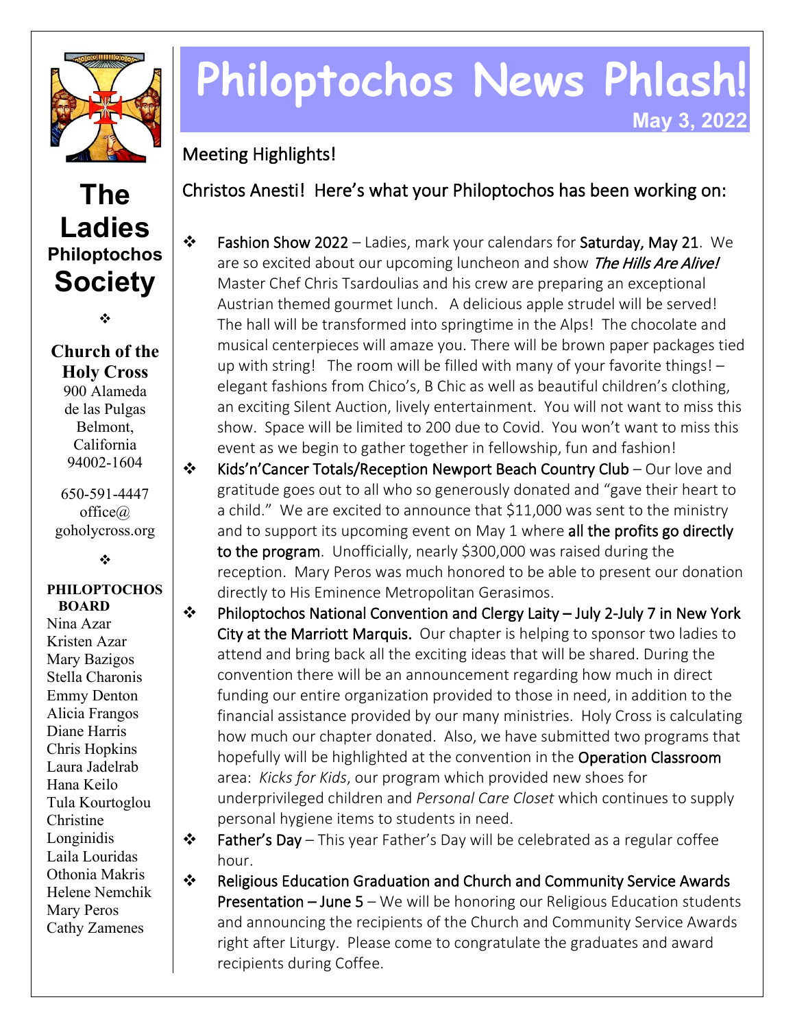# Philoptochos News Phlash!

**May 3, 2022**

## The Ladies Philoptochos Society

❖

**Church of the Holy Cross**
900 Alameda de las Pulgas
Belmont, California
94002-1604

650-591-4447
office@goholycross.org

❖

**PHILOPTOCHOS BOARD**

Nina Azar
Kristen Azar
Mary Bazigos
Stella Charonis
Emmy Denton
Alicia Frangos
Diane Harris
Chris Hopkins
Laura Jadelrab
Hana Keilo
Tula Kourtoglou
Christine Longinidis
Laila Louridas
Othonia Makris
Helene Nemchik
Mary Peros
Cathy Zamenes

## Meeting Highlights!

Christos Anesti! Here's what your Philoptochos has been working on:

- **Fashion Show 2022** – Ladies, mark your calendars for **Saturday, May 21**. We are so excited about our upcoming luncheon and show *The Hills Are Alive!* Master Chef Chris Tsardoulias and his crew are preparing an exceptional Austrian themed gourmet lunch. A delicious apple strudel will be served! The hall will be transformed into springtime in the Alps! The chocolate and musical centerpieces will amaze you. There will be brown paper packages tied up with string! The room will be filled with many of your favorite things! – elegant fashions from Chico's, B Chic as well as beautiful children's clothing, an exciting Silent Auction, lively entertainment. You will not want to miss this show. Space will be limited to 200 due to Covid. You won't want to miss this event as we begin to gather together in fellowship, fun and fashion!
- **Kids'n'Cancer Totals/Reception Newport Beach Country Club** – Our love and gratitude goes out to all who so generously donated and "gave their heart to a child." We are excited to announce that $11,000 was sent to the ministry and to support its upcoming event on May 1 where **all the profits go directly to the program**. Unofficially, nearly $300,000 was raised during the reception. Mary Peros was much honored to be able to present our donation directly to His Eminence Metropolitan Gerasimos.
- **Philoptochos National Convention and Clergy Laity – July 2-July 7 in New York City at the Marriott Marquis.** Our chapter is helping to sponsor two ladies to attend and bring back all the exciting ideas that will be shared. During the convention there will be an announcement regarding how much in direct funding our entire organization provided to those in need, in addition to the financial assistance provided by our many ministries. Holy Cross is calculating how much our chapter donated. Also, we have submitted two programs that hopefully will be highlighted at the convention in the **Operation Classroom** area: *Kicks for Kids*, our program which provided new shoes for underprivileged children and *Personal Care Closet* which continues to supply personal hygiene items to students in need.
- **Father's Day** – This year Father's Day will be celebrated as a regular coffee hour.
- **Religious Education Graduation and Church and Community Service Awards Presentation – June 5** – We will be honoring our Religious Education students and announcing the recipients of the Church and Community Service Awards right after Liturgy. Please come to congratulate the graduates and award recipients during Coffee.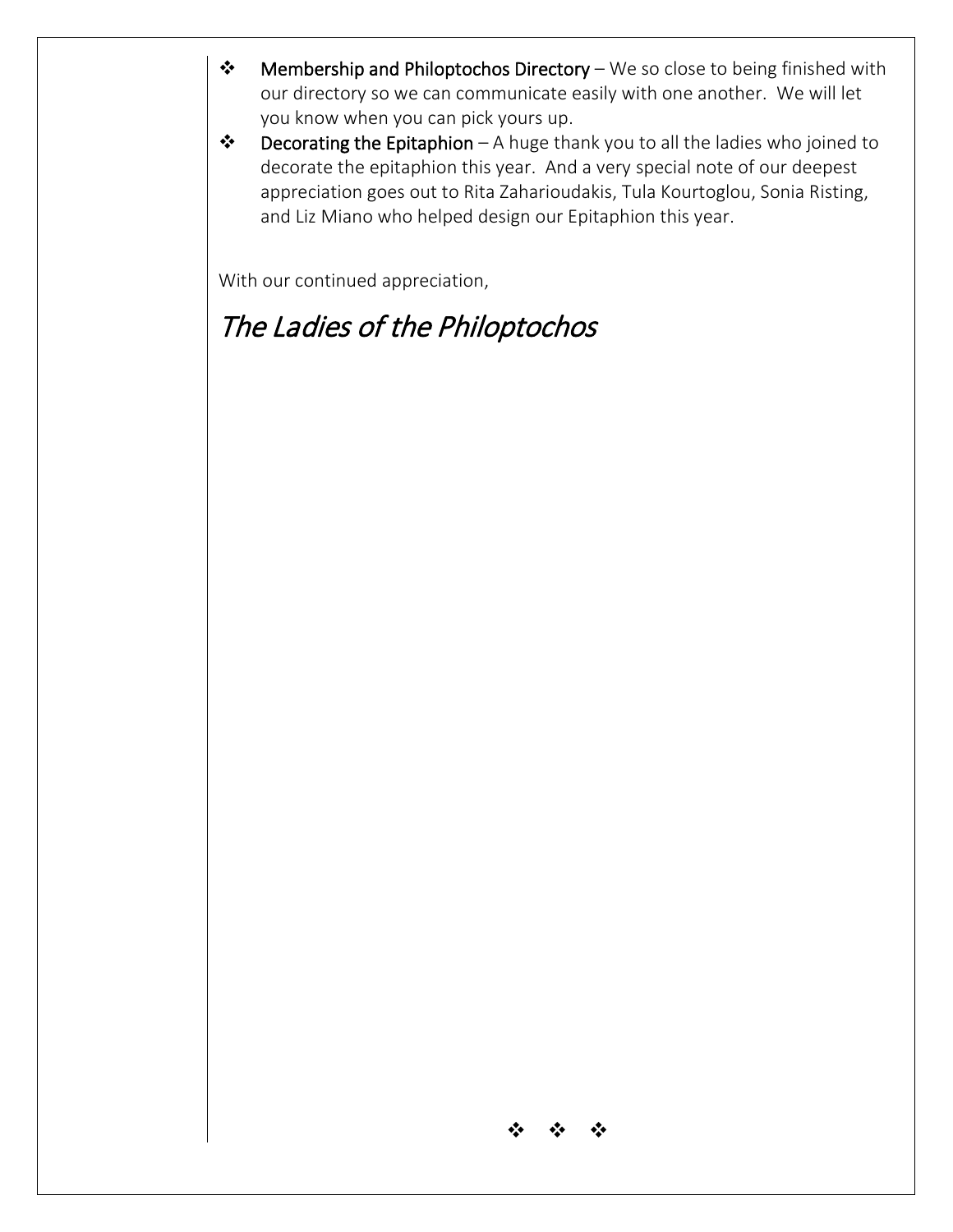- **Membership and Philoptochos Directory** – We so close to being finished with our directory so we can communicate easily with one another.  We will let you know when you can pick yours up.
- **Decorating the Epitaphion** – A huge thank you to all the ladies who joined to decorate the epitaphion this year.  And a very special note of our deepest appreciation goes out to Rita Zaharioudakis, Tula Kourtoglou, Sonia Risting, and Liz Miano who helped design our Epitaphion this year.

With our continued appreciation,

*The Ladies of the Philoptochos*

❖ ❖ ❖